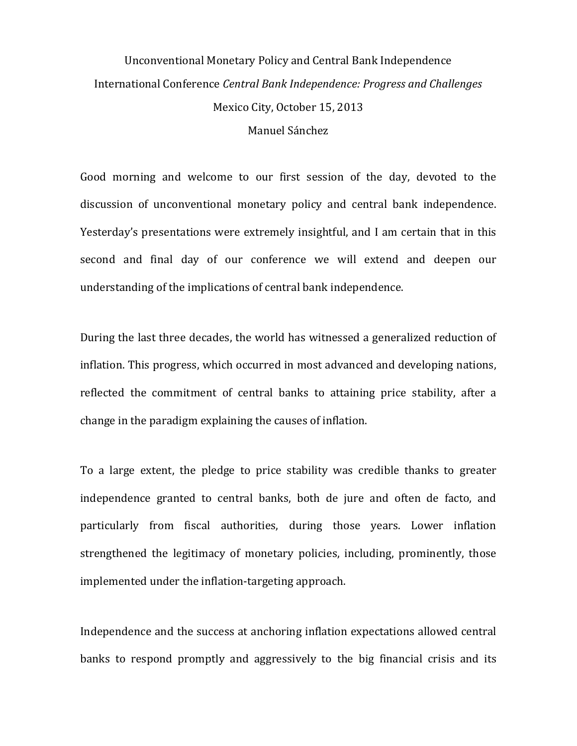# Unconventional Monetary Policy and Central Bank Independence

International Conference *Central Bank Independence: Progress and Challenges*

Mexico City, October 15, 2013

Manuel Sánchez

Good morning and welcome to our first session of the day, devoted to the discussion of unconventional monetary policy and central bank independence. Yesterday's presentations were extremely insightful, and I am certain that in this second and final day of our conference we will extend and deepen our understanding of the implications of central bank independence.

During the last three decades, the world has witnessed a generalized reduction of inflation. This progress, which occurred in most advanced and developing nations, reflected the commitment of central banks to attaining price stability, after a change in the paradigm explaining the causes of inflation.

To a large extent, the pledge to price stability was credible thanks to greater independence granted to central banks, both de jure and often de facto, and particularly from fiscal authorities, during those years. Lower inflation strengthened the legitimacy of monetary policies, including, prominently, those implemented under the inflation-targeting approach.

Independence and the success at anchoring inflation expectations allowed central banks to respond promptly and aggressively to the big financial crisis and its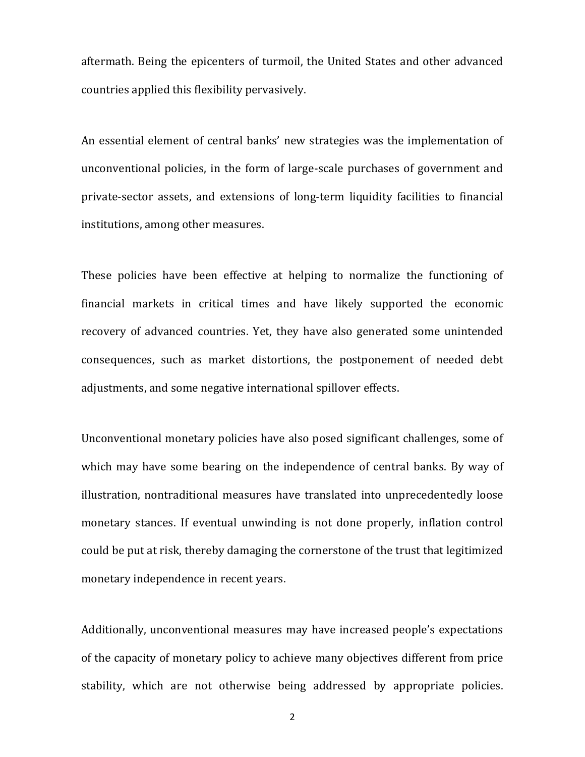aftermath. Being the epicenters of turmoil, the United States and other advanced countries applied this flexibility pervasively.

An essential element of central banks' new strategies was the implementation of unconventional policies, in the form of large-scale purchases of government and private-sector assets, and extensions of long-term liquidity facilities to financial institutions, among other measures.

These policies have been effective at helping to normalize the functioning of financial markets in critical times and have likely supported the economic recovery of advanced countries. Yet, they have also generated some unintended consequences, such as market distortions, the postponement of needed debt adjustments, and some negative international spillover effects.

Unconventional monetary policies have also posed significant challenges, some of which may have some bearing on the independence of central banks. By way of illustration, nontraditional measures have translated into unprecedentedly loose monetary stances. If eventual unwinding is not done properly, inflation control could be put at risk, thereby damaging the cornerstone of the trust that legitimized monetary independence in recent years.

Additionally, unconventional measures may have increased people's expectations of the capacity of monetary policy to achieve many objectives different from price stability, which are not otherwise being addressed by appropriate policies.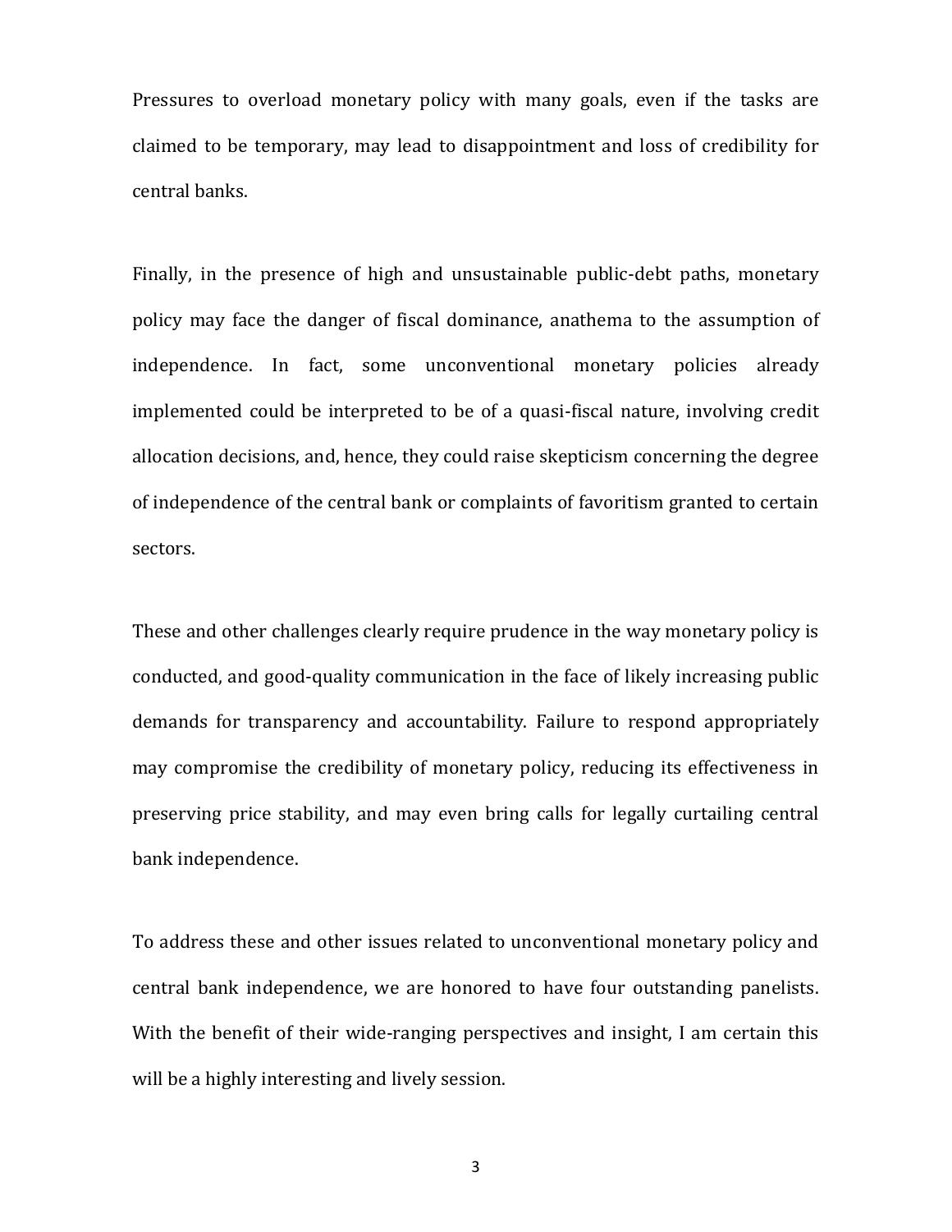Pressures to overload monetary policy with many goals, even if the tasks are claimed to be temporary, may lead to disappointment and loss of credibility for central banks.

Finally, in the presence of high and unsustainable public-debt paths, monetary policy may face the danger of fiscal dominance, anathema to the assumption of independence. In fact, some unconventional monetary policies already implemented could be interpreted to be of a quasi-fiscal nature, involving credit allocation decisions, and, hence, they could raise skepticism concerning the degree of independence of the central bank or complaints of favoritism granted to certain sectors.

These and other challenges clearly require prudence in the way monetary policy is conducted, and good-quality communication in the face of likely increasing public demands for transparency and accountability. Failure to respond appropriately may compromise the credibility of monetary policy, reducing its effectiveness in preserving price stability, and may even bring calls for legally curtailing central bank independence.

To address these and other issues related to unconventional monetary policy and central bank independence, we are honored to have four outstanding panelists. With the benefit of their wide-ranging perspectives and insight, I am certain this will be a highly interesting and lively session.